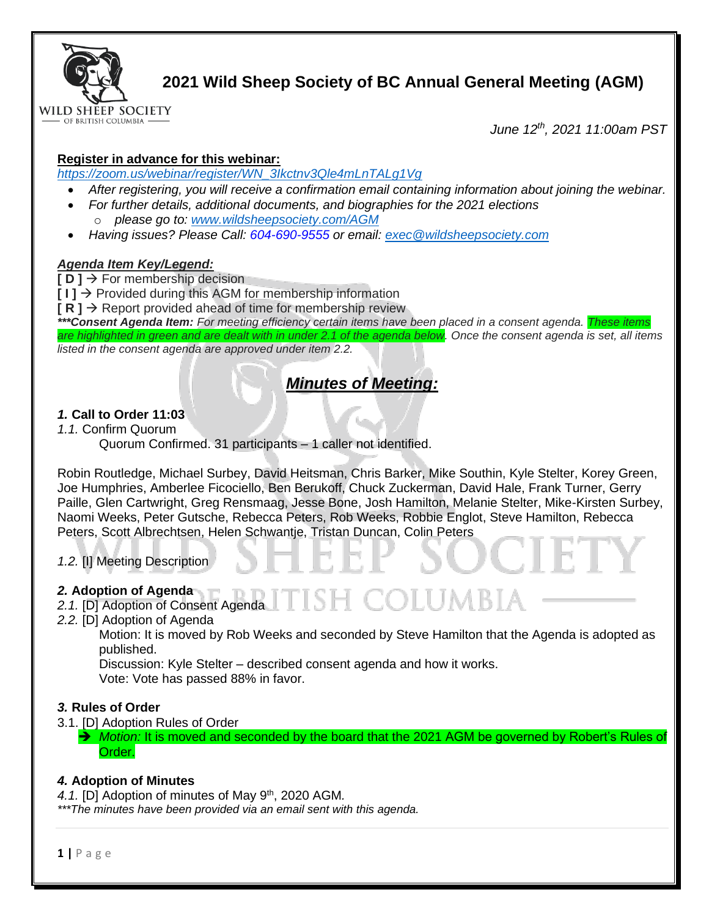# 2021 Wild Sheep Society of BC Annual General Meeting (AGM)

*June 12th, 2021 11:00am PST*

**Register in advance for this webinar:**
*https://zoom.us/webinar/register/WN_3lkctnv3Qle4mLnTALg1Vg*

- *After registering, you will receive a confirmation email containing information about joining the webinar.*
- *For further details, additional documents, and biographies for the 2021 elections*
  - *please go to: www.wildsheepsociety.com/AGM*
- *Having issues? Please Call: 604-690-9555 or email: exec@wildsheepsociety.com*

***Agenda Item Key/Legend:***

**[ D ]** → For membership decision
**[ I ]** → Provided during this AGM for membership information
**[ R ]** → Report provided ahead of time for membership review
***\*\*\*Consent Agenda Item:** For meeting efficiency certain items have been placed in a consent agenda. These items are highlighted in green and are dealt with in under 2.1 of the agenda below. Once the consent agenda is set, all items listed in the consent agenda are approved under item 2.2.*

## ***Minutes of Meeting:***

### *1.* Call to Order 11:03

*1.1.* Confirm Quorum

Quorum Confirmed. 31 participants – 1 caller not identified.

Robin Routledge, Michael Surbey, David Heitsman, Chris Barker, Mike Southin, Kyle Stelter, Korey Green, Joe Humphries, Amberlee Ficociello, Ben Berukoff, Chuck Zuckerman, David Hale, Frank Turner, Gerry Paille, Glen Cartwright, Greg Rensmaag, Jesse Bone, Josh Hamilton, Melanie Stelter, Mike-Kirsten Surbey, Naomi Weeks, Peter Gutsche, Rebecca Peters, Rob Weeks, Robbie Englot, Steve Hamilton, Rebecca Peters, Scott Albrechtsen, Helen Schwantje, Tristan Duncan, Colin Peters

*1.2.* [I] Meeting Description

### *2.* Adoption of Agenda

*2.1.* [D] Adoption of Consent Agenda

*2.2.* [D] Adoption of Agenda

Motion: It is moved by Rob Weeks and seconded by Steve Hamilton that the Agenda is adopted as published.
Discussion: Kyle Stelter – described consent agenda and how it works.
Vote: Vote has passed 88% in favor.

### *3.* Rules of Order

3.1. [D] Adoption Rules of Order

- → *Motion:* It is moved and seconded by the board that the 2021 AGM be governed by Robert's Rules of Order.

### *4.* Adoption of Minutes

*4.1.* [D] Adoption of minutes of May 9th, 2020 AGM.
*\*\*\*The minutes have been provided via an email sent with this agenda.*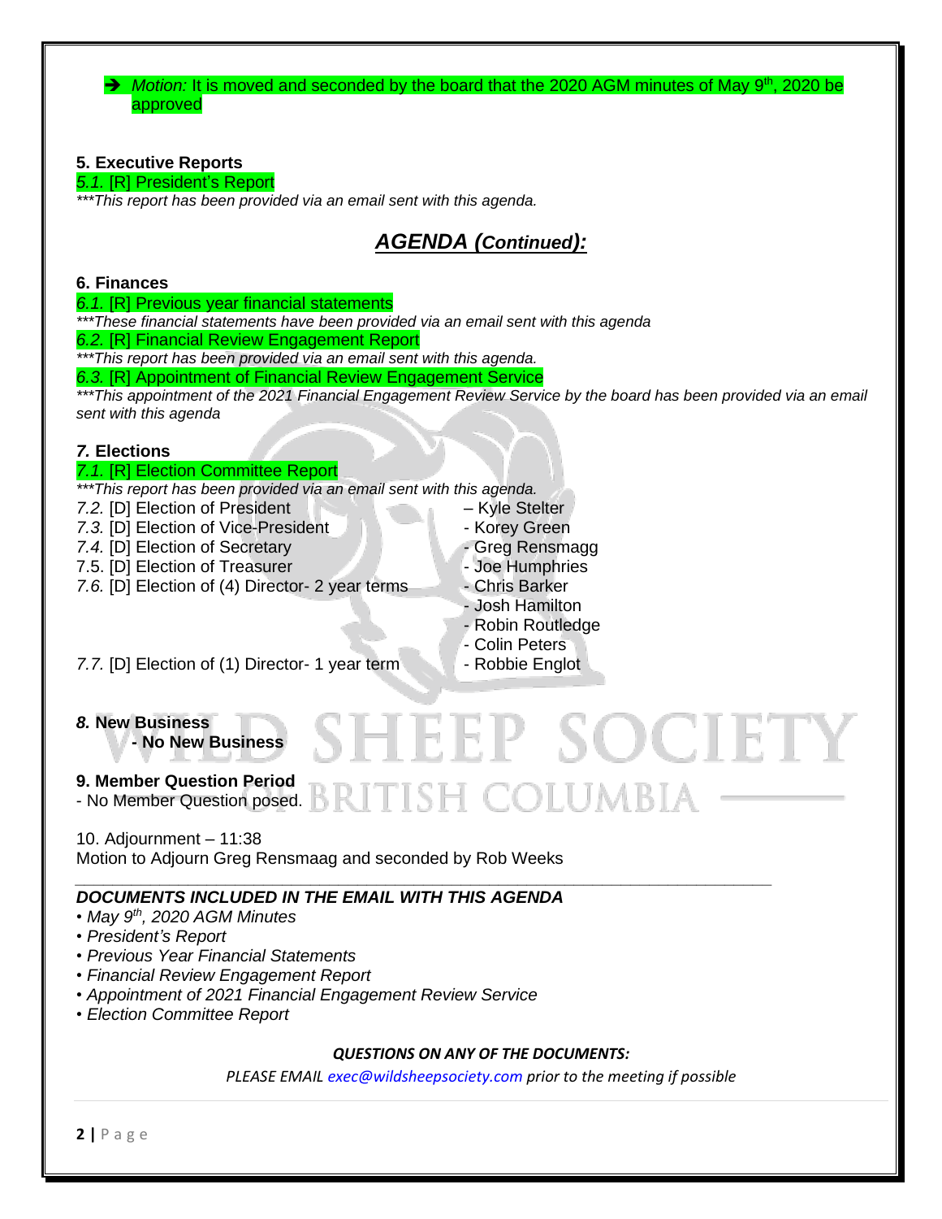➔ *Motion:* It is moved and seconded by the board that the 2020 AGM minutes of May 9th, 2020 be approved

**5. Executive Reports**

*5.1.* [R] President's Report

****This report has been provided via an email sent with this agenda.*

## *AGENDA (Continued):*

**6. Finances**

*6.1.* [R] Previous year financial statements

****These financial statements have been provided via an email sent with this agenda*

*6.2.* [R] Financial Review Engagement Report

****This report has been provided via an email sent with this agenda.*

*6.3.* [R] Appointment of Financial Review Engagement Service

****This appointment of the 2021 Financial Engagement Review Service by the board has been provided via an email sent with this agenda*

***7.* Elections**

*7.1.* [R] Election Committee Report

****This report has been provided via an email sent with this agenda.*

*7.2.* [D] Election of President – Kyle Stelter

*7.3.* [D] Election of Vice-President - Korey Green

*7.4.* [D] Election of Secretary - Greg Rensmagg

7.5. [D] Election of Treasurer - Joe Humphries

*7.6.* [D] Election of (4) Director- 2 year terms
- Chris Barker
- Josh Hamilton
- Robin Routledge
- Colin Peters

*7.7.* [D] Election of (1) Director- 1 year term - Robbie Englot

***8.* New Business**

**- No New Business**

**9. Member Question Period**

- No Member Question posed.

10. Adjournment – 11:38

Motion to Adjourn Greg Rensmaag and seconded by Rob Weeks

---

***DOCUMENTS INCLUDED IN THE EMAIL WITH THIS AGENDA***

- *May 9th, 2020 AGM Minutes*
- *President's Report*
- *Previous Year Financial Statements*
- *Financial Review Engagement Report*
- *Appointment of 2021 Financial Engagement Review Service*
- *Election Committee Report*

***QUESTIONS ON ANY OF THE DOCUMENTS:***

*PLEASE EMAIL exec@wildsheepsociety.com prior to the meeting if possible*